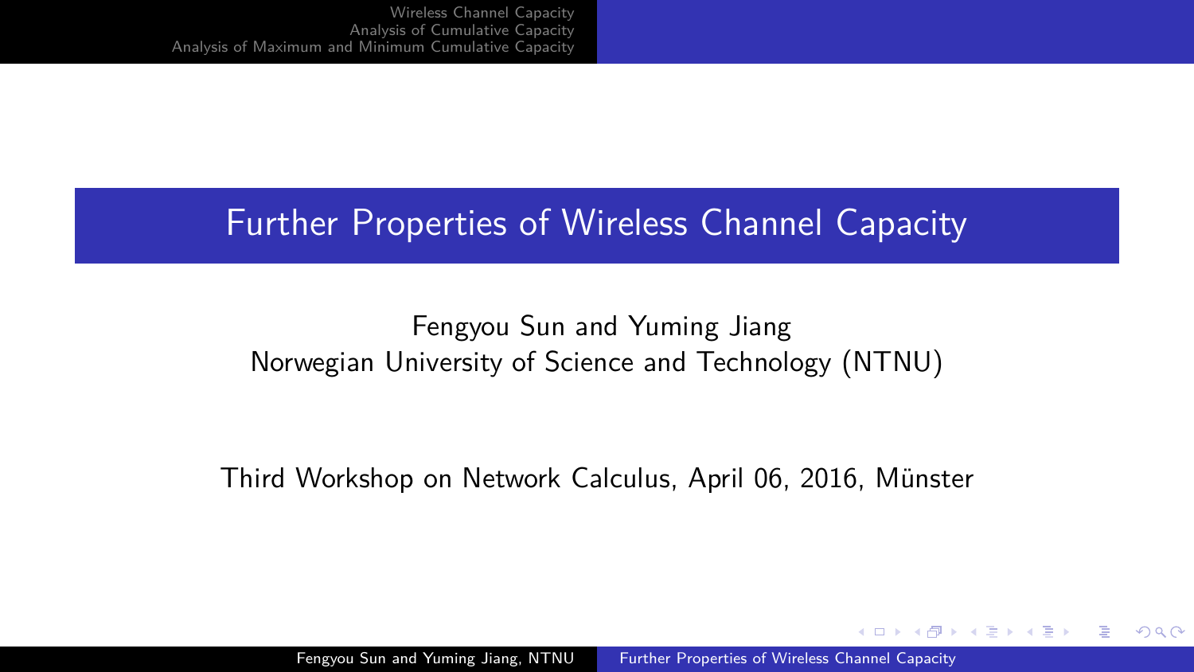# Further Properties of Wireless Channel Capacity

Fengyou Sun and Yuming Jiang
Norwegian University of Science and Technology (NTNU)

Third Workshop on Network Calculus, April 06, 2016, Münster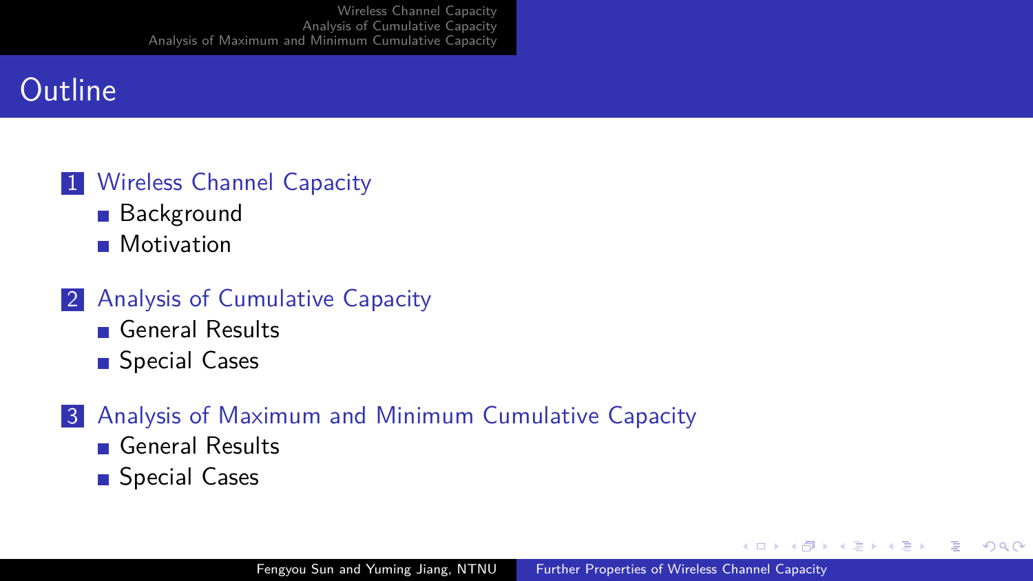# Outline

1. Wireless Channel Capacity
   - Background
   - Motivation

2. Analysis of Cumulative Capacity
   - General Results
   - Special Cases

3. Analysis of Maximum and Minimum Cumulative Capacity
   - General Results
   - Special Cases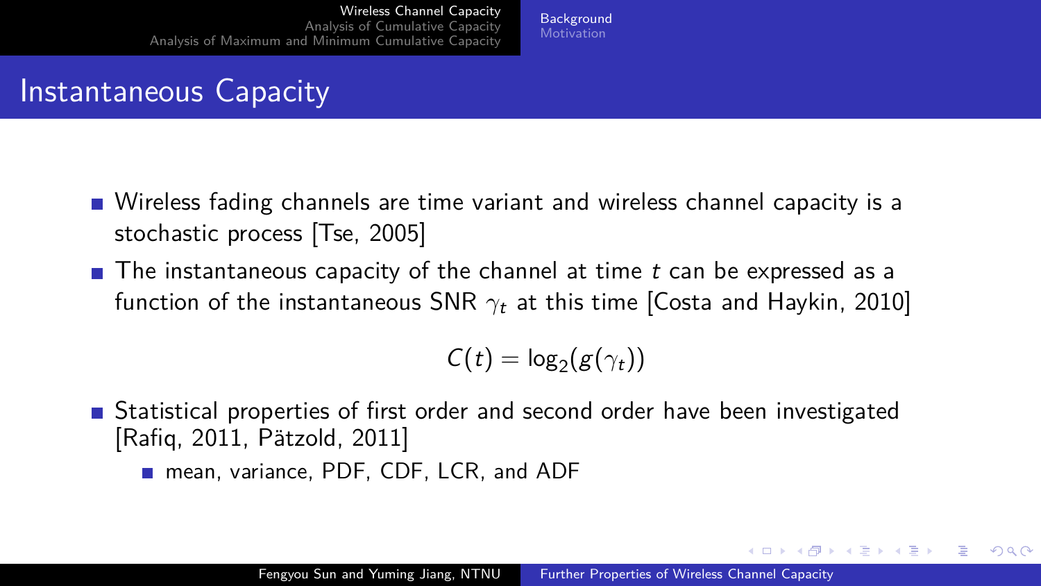# Instantaneous Capacity

- Wireless fading channels are time variant and wireless channel capacity is a stochastic process [Tse, 2005]
- The instantaneous capacity of the channel at time $t$ can be expressed as a function of the instantaneous SNR $\gamma_t$ at this time [Costa and Haykin, 2010]

$$C(t) = \log_2(g(\gamma_t))$$

- Statistical properties of first order and second order have been investigated [Rafiq, 2011, Pätzold, 2011]
  - mean, variance, PDF, CDF, LCR, and ADF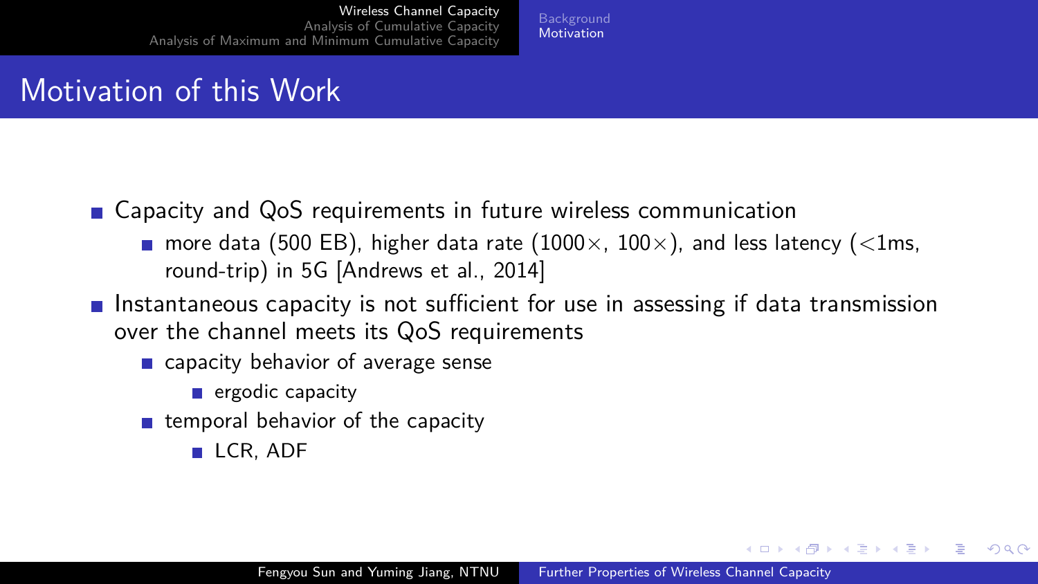# Motivation of this Work

- Capacity and QoS requirements in future wireless communication
  - more data (500 EB), higher data rate (1000×, 100×), and less latency (<1ms, round-trip) in 5G [Andrews et al., 2014]
- Instantaneous capacity is not sufficient for use in assessing if data transmission over the channel meets its QoS requirements
  - capacity behavior of average sense
    - ergodic capacity
  - temporal behavior of the capacity
    - LCR, ADF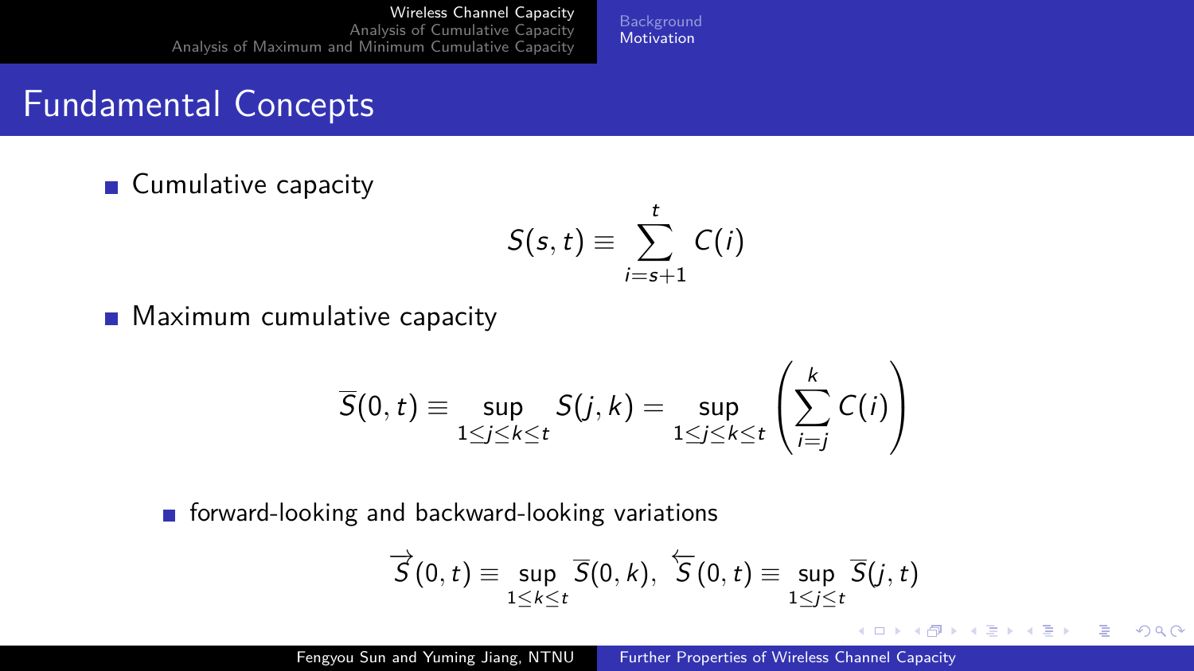# Fundamental Concepts

- Cumulative capacity

$$S(s,t) \equiv \sum_{i=s+1}^{t} C(i)$$

- Maximum cumulative capacity

$$\overline{S}(0,t) \equiv \sup_{1 \le j \le k \le t} S(j,k) = \sup_{1 \le j \le k \le t} \left( \sum_{i=j}^{k} C(i) \right)$$

  - forward-looking and backward-looking variations

$$\overrightarrow{S}(0,t) \equiv \sup_{1 \le k \le t} \overline{S}(0,k), \;\; \overleftarrow{S}(0,t) \equiv \sup_{1 \le j \le t} \overline{S}(j,t)$$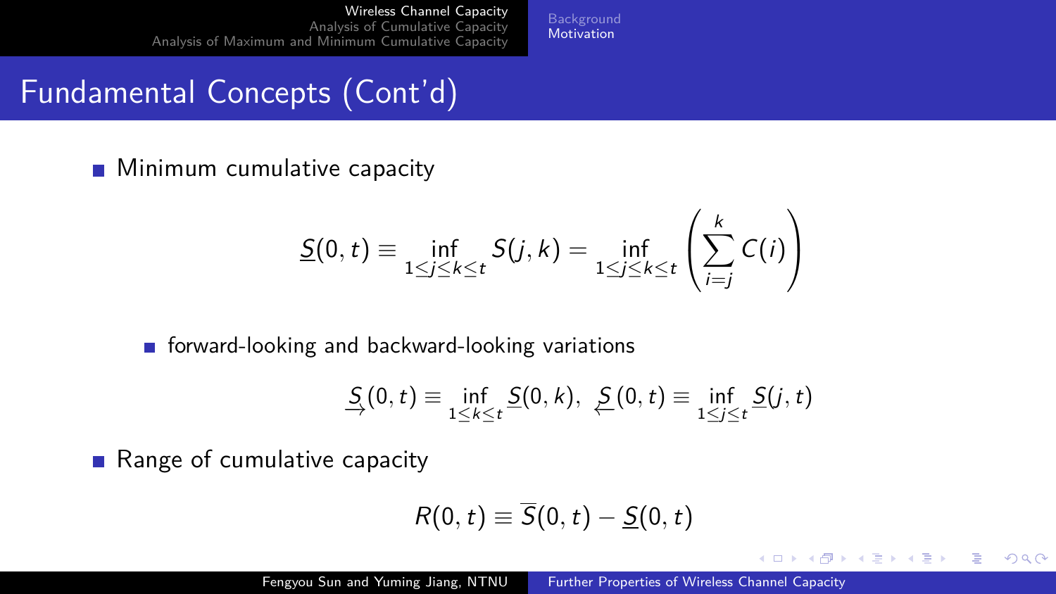# Fundamental Concepts (Cont'd)

- Minimum cumulative capacity

$$\underline{S}(0,t) \equiv \inf_{1 \le j \le k \le t} S(j,k) = \inf_{1 \le j \le k \le t} \left( \sum_{i=j}^{k} C(i) \right)$$

  - forward-looking and backward-looking variations

$$\underset{\rightarrow}{S}(0,t) \equiv \inf_{1 \le k \le t} \underline{S}(0,k), \;\; \underset{\leftarrow}{S}(0,t) \equiv \inf_{1 \le j \le t} \underline{S}(j,t)$$

- Range of cumulative capacity

$$R(0,t) \equiv \overline{S}(0,t) - \underline{S}(0,t)$$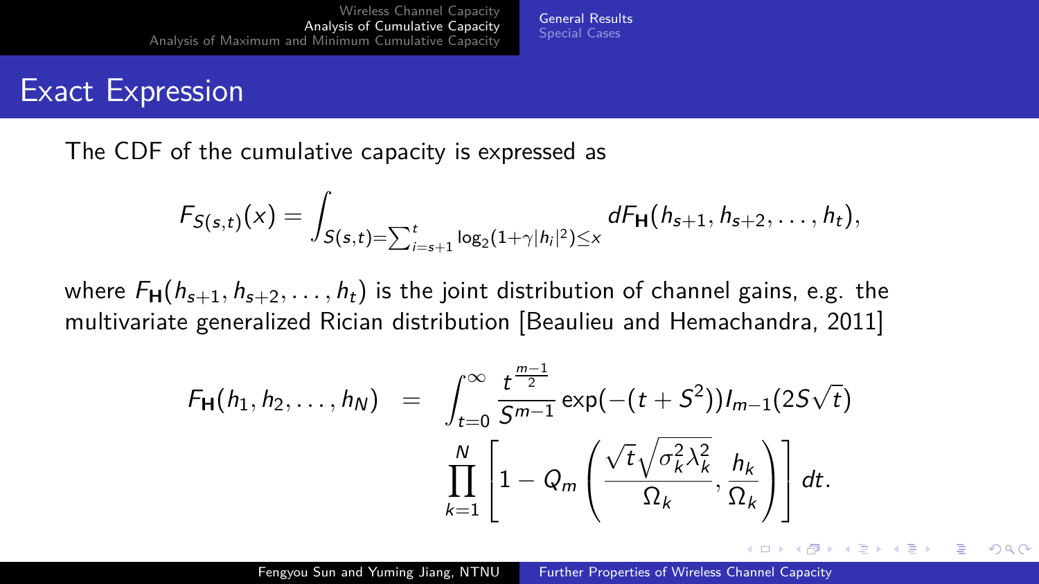## Exact Expression

The CDF of the cumulative capacity is expressed as

$$F_{S(s,t)}(x) = \int_{S(s,t)=\sum_{i=s+1}^{t} \log_2(1+\gamma|h_i|^2)\leq x} dF_{\mathbf{H}}(h_{s+1}, h_{s+2}, \ldots, h_t),$$

where $F_{\mathbf{H}}(h_{s+1}, h_{s+2}, \ldots, h_t)$ is the joint distribution of channel gains, e.g. the multivariate generalized Rician distribution [Beaulieu and Hemachandra, 2011]

$$\begin{aligned} F_{\mathbf{H}}(h_1, h_2, \ldots, h_N) &= \int_{t=0}^{\infty} \frac{t^{\frac{m-1}{2}}}{S^{m-1}} \exp(-(t+S^2)) I_{m-1}(2S\sqrt{t}) \\ &\quad \prod_{k=1}^{N} \left[ 1 - Q_m\left( \frac{\sqrt{t}\sqrt{\sigma_k^2 \lambda_k^2}}{\Omega_k}, \frac{h_k}{\Omega_k} \right) \right] dt. \end{aligned}$$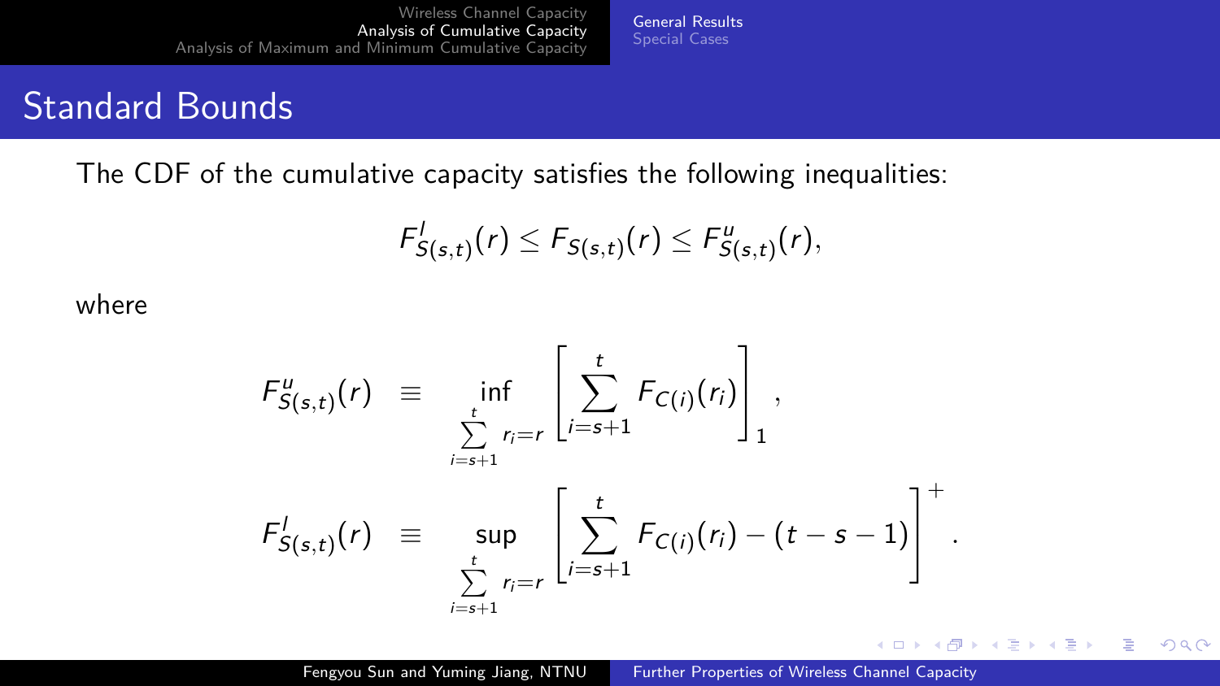# Standard Bounds

The CDF of the cumulative capacity satisfies the following inequalities:

$$F^{l}_{S(s,t)}(r) \leq F_{S(s,t)}(r) \leq F^{u}_{S(s,t)}(r),$$

where

$$F^{u}_{S(s,t)}(r) \equiv \inf_{\sum_{i=s+1}^{t} r_i = r} \left[ \sum_{i=s+1}^{t} F_{C(i)}(r_i) \right]_1 ,$$

$$F^{l}_{S(s,t)}(r) \equiv \sup_{\sum_{i=s+1}^{t} r_i = r} \left[ \sum_{i=s+1}^{t} F_{C(i)}(r_i) - (t-s-1) \right]^{+} .$$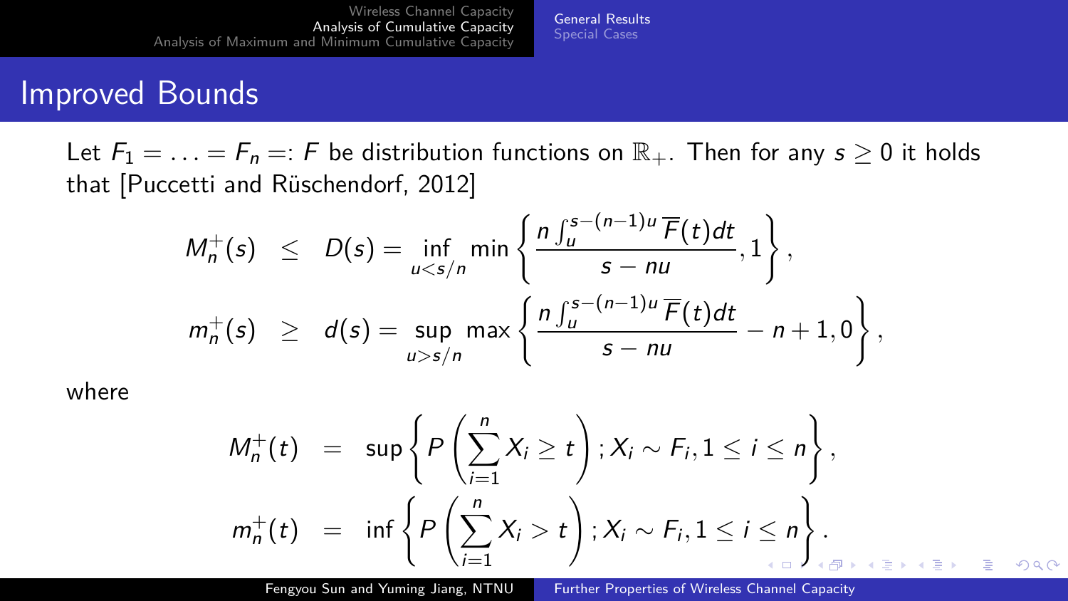## Improved Bounds

Let $F_1 = \ldots = F_n =: F$ be distribution functions on $\mathbb{R}_+$. Then for any $s \geq 0$ it holds that [Puccetti and Rüschendorf, 2012]

$$
\begin{aligned}
M_n^+(s) &\leq D(s) = \inf_{u < s/n} \min \left\{ \frac{n \int_u^{s-(n-1)u} \overline{F}(t)dt}{s - nu}, 1 \right\}, \\
m_n^+(s) &\geq d(s) = \sup_{u > s/n} \max \left\{ \frac{n \int_u^{s-(n-1)u} \overline{F}(t)dt}{s - nu} - n + 1, 0 \right\},
\end{aligned}
$$

where

$$
\begin{aligned}
M_n^+(t) &= \sup \left\{ P\left( \sum_{i=1}^n X_i \geq t \right); X_i \sim F_i, 1 \leq i \leq n \right\}, \\
m_n^+(t) &= \inf \left\{ P\left( \sum_{i=1}^n X_i > t \right); X_i \sim F_i, 1 \leq i \leq n \right\}.
\end{aligned}
$$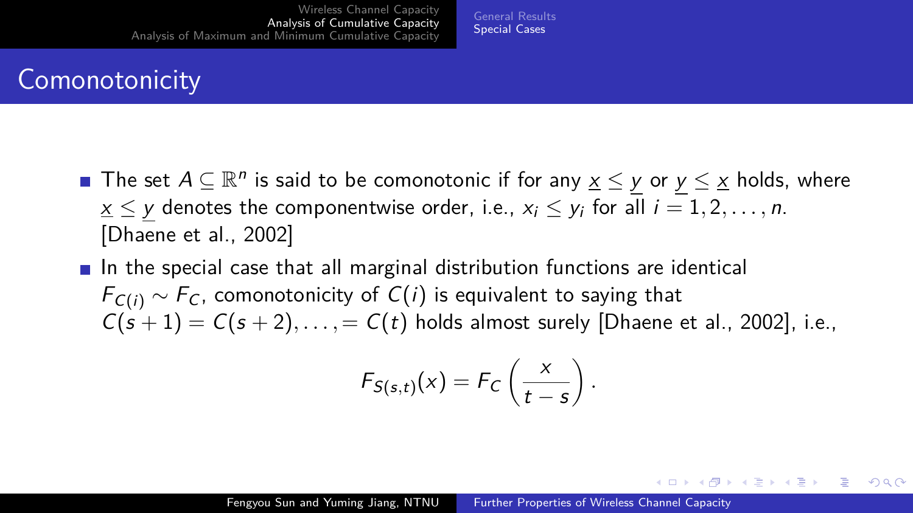# Comonotonicity

- The set $A \subseteq \mathbb{R}^n$ is said to be comonotonic if for any $\underline{x} \leq \underline{y}$ or $\underline{y} \leq \underline{x}$ holds, where $\underline{x} \leq \underline{y}$ denotes the componentwise order, i.e., $x_i \leq y_i$ for all $i = 1, 2, \ldots, n$. [Dhaene et al., 2002]
- In the special case that all marginal distribution functions are identical $F_{C(i)} \sim F_C$, comonotonicity of $C(i)$ is equivalent to saying that $C(s+1) = C(s+2), \ldots, = C(t)$ holds almost surely [Dhaene et al., 2002], i.e.,

$$F_{S(s,t)}(x) = F_C\left(\frac{x}{t-s}\right).$$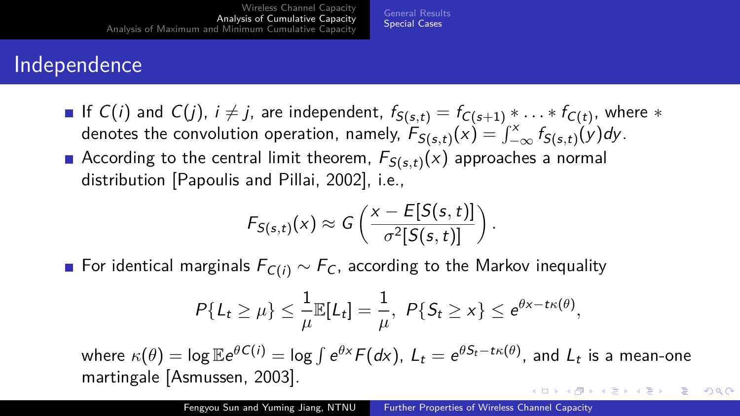## Independence

- If $C(i)$ and $C(j)$, $i \neq j$, are independent, $f_{S(s,t)} = f_{C(s+1)} * \ldots * f_{C(t)}$, where $*$ denotes the convolution operation, namely, $F_{S(s,t)}(x) = \int_{-\infty}^{x} f_{S(s,t)}(y)dy$.
- According to the central limit theorem, $F_{S(s,t)}(x)$ approaches a normal distribution [Papoulis and Pillai, 2002], i.e.,

$$F_{S(s,t)}(x) \approx G\left(\frac{x - E[S(s,t)]}{\sigma^2[S(s,t)]}\right).$$

- For identical marginals $F_{C(i)} \sim F_C$, according to the Markov inequality

$$P\{L_t \geq \mu\} \leq \frac{1}{\mu}\mathbb{E}[L_t] = \frac{1}{\mu},\ P\{S_t \geq x\} \leq e^{\theta x - t\kappa(\theta)},$$

where $\kappa(\theta) = \log \mathbb{E} e^{\theta C(i)} = \log \int e^{\theta x} F(dx)$, $L_t = e^{\theta S_t - t\kappa(\theta)}$, and $L_t$ is a mean-one martingale [Asmussen, 2003].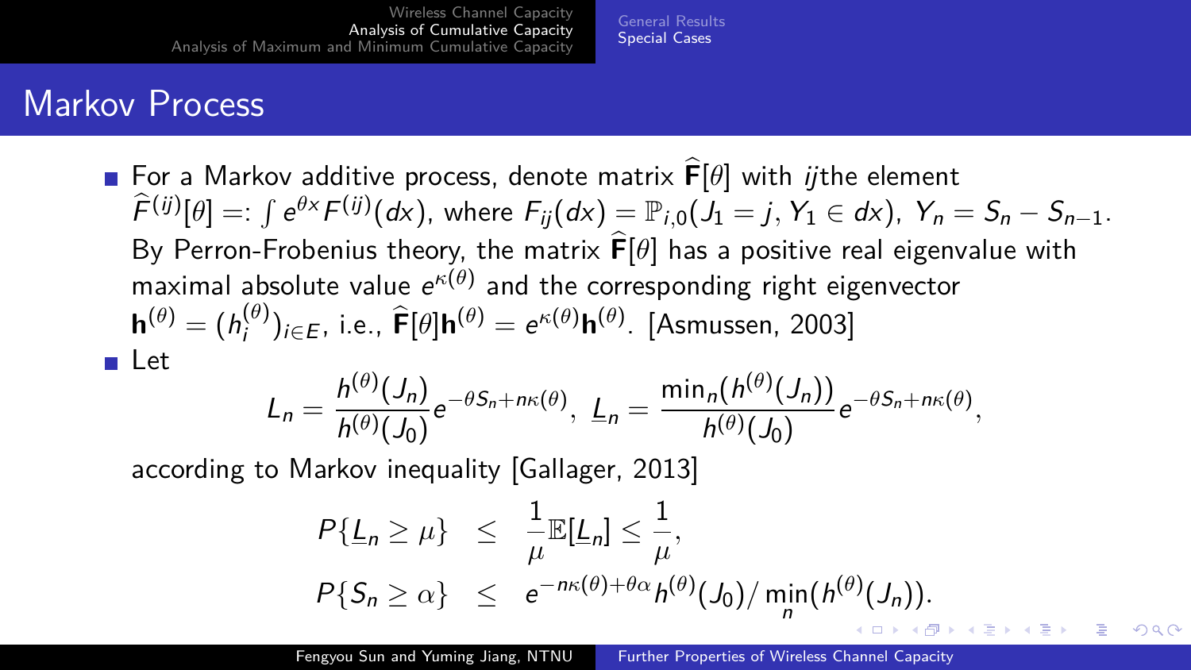# Markov Process

- For a Markov additive process, denote matrix $\widehat{\mathbf{F}}[\theta]$ with *ij*the element $\widehat{F}^{(ij)}[\theta] =: \int e^{\theta x} F^{(ij)}(dx)$, where $F_{ij}(dx) = \mathbb{P}_{i,0}(J_1 = j, Y_1 \in dx)$, $Y_n = S_n - S_{n-1}$. By Perron-Frobenius theory, the matrix $\widehat{\mathbf{F}}[\theta]$ has a positive real eigenvalue with maximal absolute value $e^{\kappa(\theta)}$ and the corresponding right eigenvector $\mathbf{h}^{(\theta)} = (h_i^{(\theta)})_{i \in E}$, i.e., $\widehat{\mathbf{F}}[\theta]\mathbf{h}^{(\theta)} = e^{\kappa(\theta)}\mathbf{h}^{(\theta)}$. [Asmussen, 2003]
- Let

$$L_n = \frac{h^{(\theta)}(J_n)}{h^{(\theta)}(J_0)} e^{-\theta S_n + n\kappa(\theta)}, \ \underline{L}_n = \frac{\min_n(h^{(\theta)}(J_n))}{h^{(\theta)}(J_0)} e^{-\theta S_n + n\kappa(\theta)},$$

according to Markov inequality [Gallager, 2013]

$$\begin{aligned} P\{\underline{L}_n \geq \mu\} &\leq \frac{1}{\mu}\mathbb{E}[\underline{L}_n] \leq \frac{1}{\mu}, \\ P\{S_n \geq \alpha\} &\leq e^{-n\kappa(\theta)+\theta\alpha} h^{(\theta)}(J_0) / \min_n(h^{(\theta)}(J_n)). \end{aligned}$$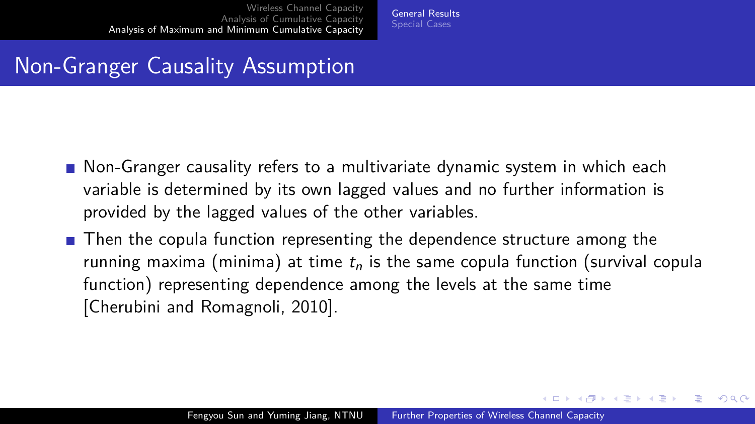# Non-Granger Causality Assumption

- Non-Granger causality refers to a multivariate dynamic system in which each variable is determined by its own lagged values and no further information is provided by the lagged values of the other variables.
- Then the copula function representing the dependence structure among the running maxima (minima) at time $t_n$ is the same copula function (survival copula function) representing dependence among the levels at the same time [Cherubini and Romagnoli, 2010].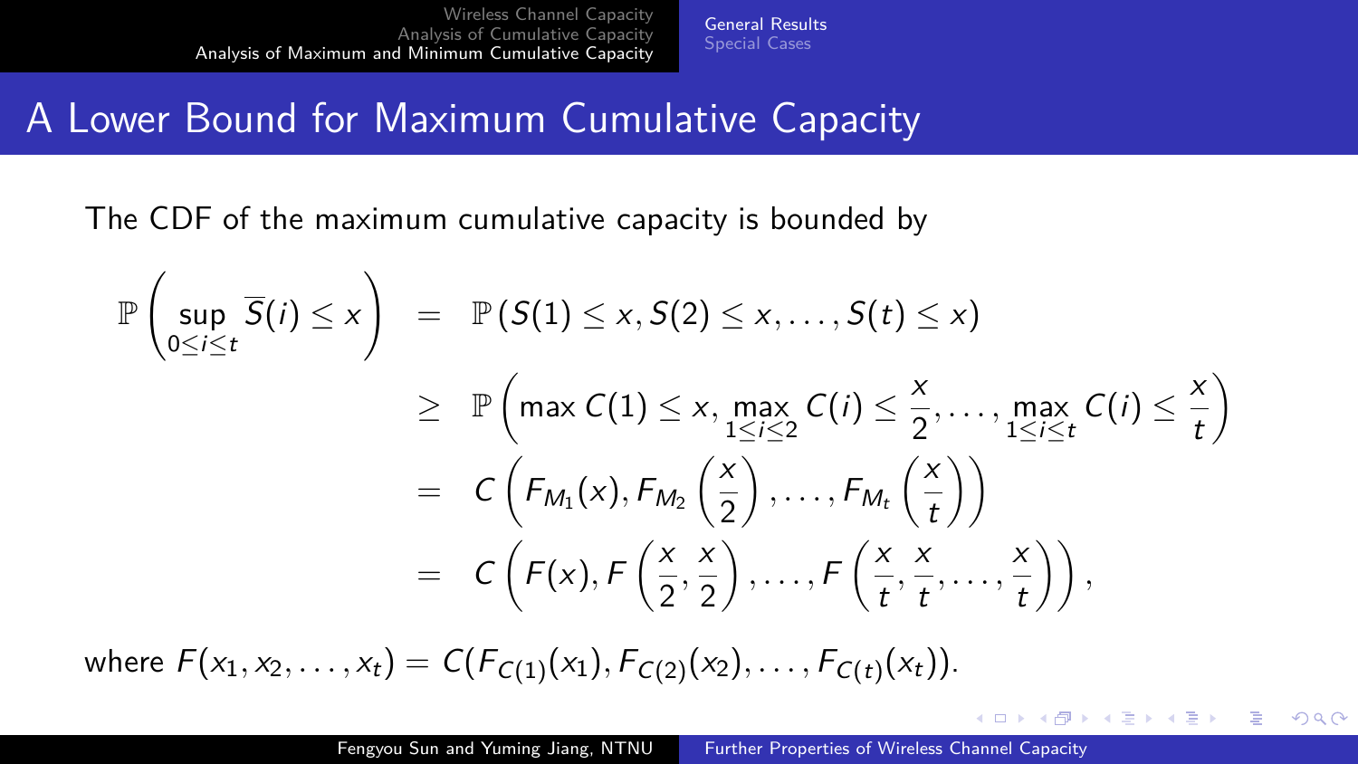# A Lower Bound for Maximum Cumulative Capacity

The CDF of the maximum cumulative capacity is bounded by

$$
\begin{aligned}
\mathbb{P}\left(\sup_{0\le i\le t} \overline{S}(i) \le x\right) &= \mathbb{P}\left(S(1)\le x, S(2)\le x, \ldots, S(t)\le x\right) \\
&\ge \mathbb{P}\left(\max C(1)\le x, \max_{1\le i\le 2} C(i) \le \frac{x}{2}, \ldots, \max_{1\le i\le t} C(i)\le \frac{x}{t}\right) \\
&= C\left(F_{M_1}(x), F_{M_2}\left(\frac{x}{2}\right), \ldots, F_{M_t}\left(\frac{x}{t}\right)\right) \\
&= C\left(F(x), F\left(\frac{x}{2}, \frac{x}{2}\right), \ldots, F\left(\frac{x}{t}, \frac{x}{t}, \ldots, \frac{x}{t}\right)\right),
\end{aligned}
$$

where $F(x_1, x_2, \ldots, x_t) = C(F_{C(1)}(x_1), F_{C(2)}(x_2), \ldots, F_{C(t)}(x_t))$.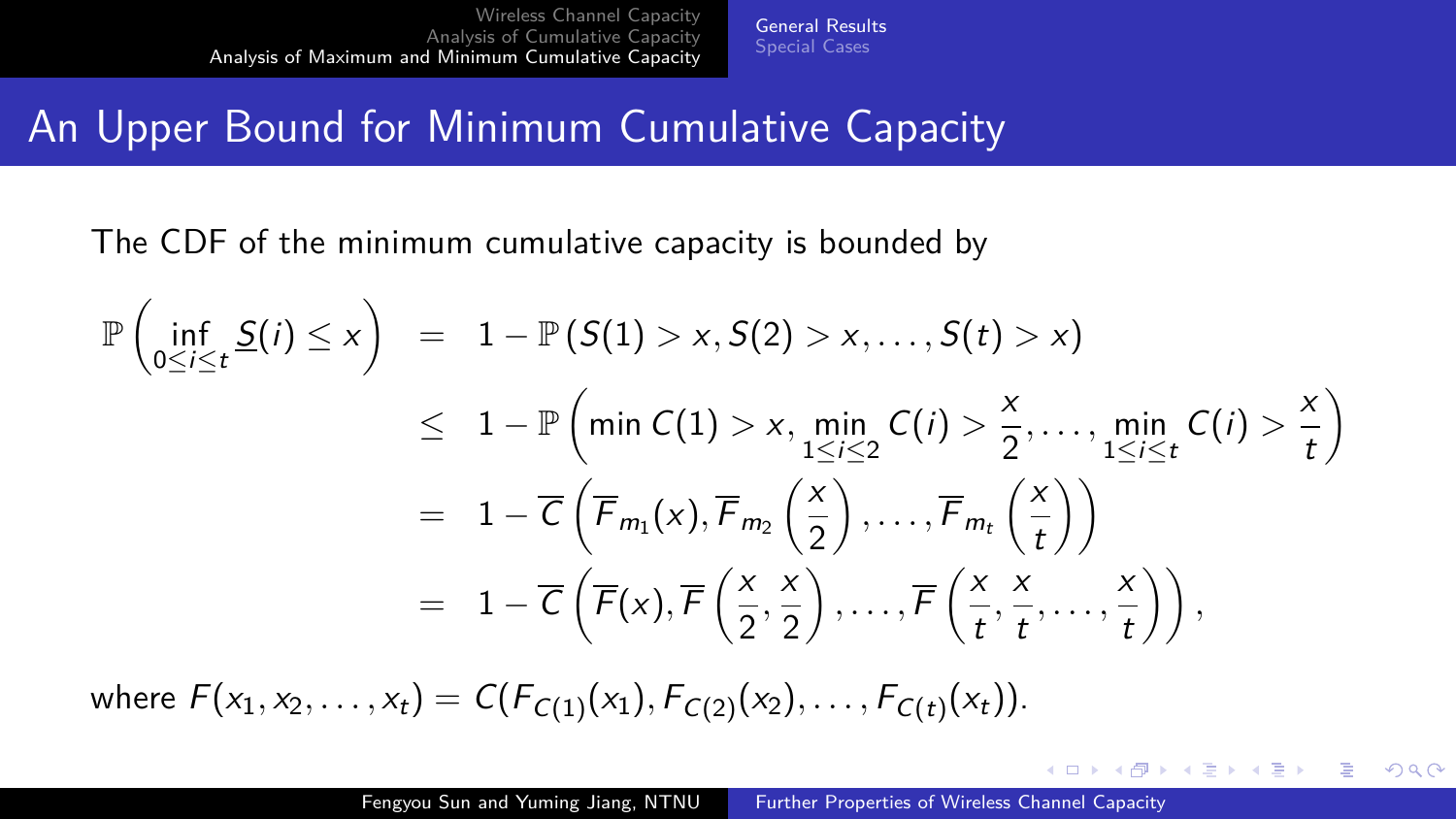# An Upper Bound for Minimum Cumulative Capacity

The CDF of the minimum cumulative capacity is bounded by

$$
\begin{aligned}
\mathbb{P}\left(\inf_{0\le i\le t} \underline{S}(i) \le x\right) &= 1 - \mathbb{P}\left(S(1) > x, S(2) > x, \ldots, S(t) > x\right) \\
&\le 1 - \mathbb{P}\left(\min C(1) > x, \min_{1\le i\le 2} C(i) > \frac{x}{2}, \ldots, \min_{1\le i\le t} C(i) > \frac{x}{t}\right) \\
&= 1 - \overline{C}\left(\overline{F}_{m_1}(x), \overline{F}_{m_2}\left(\frac{x}{2}\right), \ldots, \overline{F}_{m_t}\left(\frac{x}{t}\right)\right) \\
&= 1 - \overline{C}\left(\overline{F}(x), \overline{F}\left(\frac{x}{2}, \frac{x}{2}\right), \ldots, \overline{F}\left(\frac{x}{t}, \frac{x}{t}, \ldots, \frac{x}{t}\right)\right),
\end{aligned}
$$

where $F(x_1, x_2, \ldots, x_t) = C(F_{C(1)}(x_1), F_{C(2)}(x_2), \ldots, F_{C(t)}(x_t))$.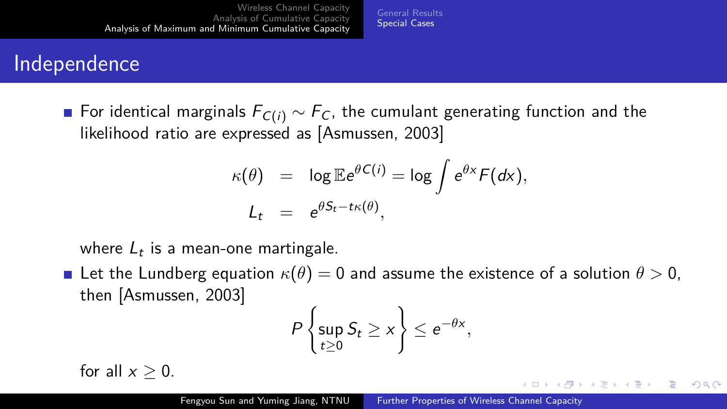# Independence

- For identical marginals $F_{C(i)} \sim F_C$, the cumulant generating function and the likelihood ratio are expressed as [Asmussen, 2003]

$$
\begin{aligned}
\kappa(\theta) &= \log \mathbb{E} e^{\theta C(i)} = \log \int e^{\theta x} F(dx), \\
L_t &= e^{\theta S_t - t\kappa(\theta)},
\end{aligned}
$$

  where $L_t$ is a mean-one martingale.

- Let the Lundberg equation $\kappa(\theta) = 0$ and assume the existence of a solution $\theta > 0$, then [Asmussen, 2003]

$$
P\left\{\sup_{t \geq 0} S_t \geq x\right\} \leq e^{-\theta x},
$$

  for all $x \geq 0$.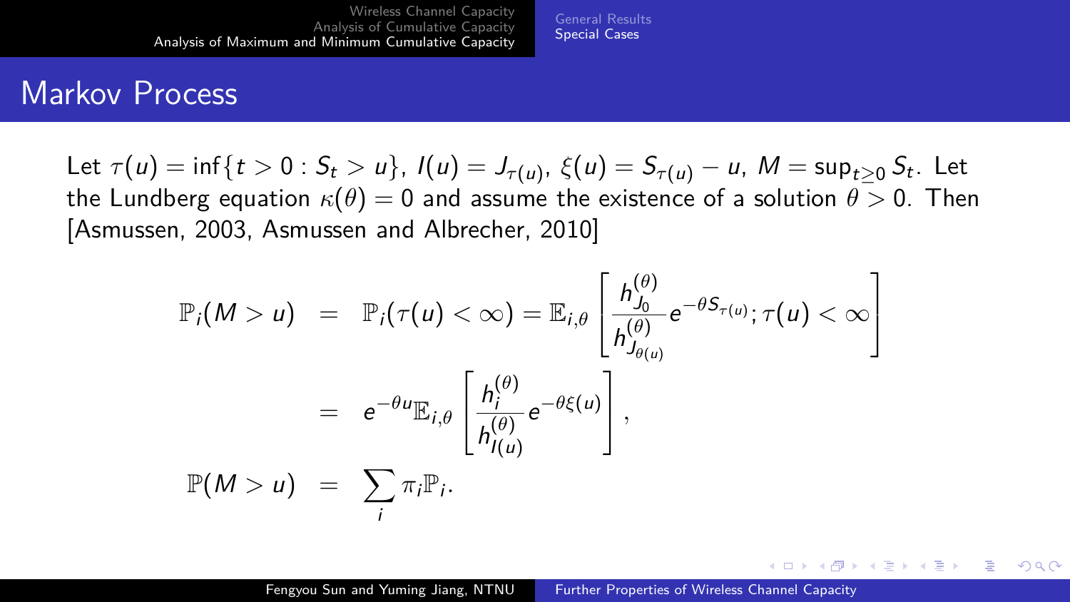# Markov Process

Let $\tau(u) = \inf\{t > 0 : S_t > u\}$, $I(u) = J_{\tau(u)}$, $\xi(u) = S_{\tau(u)} - u$, $M = \sup_{t \geq 0} S_t$. Let the Lundberg equation $\kappa(\theta) = 0$ and assume the existence of a solution $\theta > 0$. Then [Asmussen, 2003, Asmussen and Albrecher, 2010]

$$
\begin{aligned}
\mathbb{P}_i(M > u) &= \mathbb{P}_i(\tau(u) < \infty) = \mathbb{E}_{i,\theta}\left[\frac{h_{J_0}^{(\theta)}}{h_{J_{\theta(u)}}^{(\theta)}} e^{-\theta S_{\tau(u)}}; \tau(u) < \infty\right] \\
&= e^{-\theta u}\mathbb{E}_{i,\theta}\left[\frac{h_i^{(\theta)}}{h_{I(u)}^{(\theta)}} e^{-\theta \xi(u)}\right], \\
\mathbb{P}(M > u) &= \sum_i \pi_i \mathbb{P}_i.
\end{aligned}
$$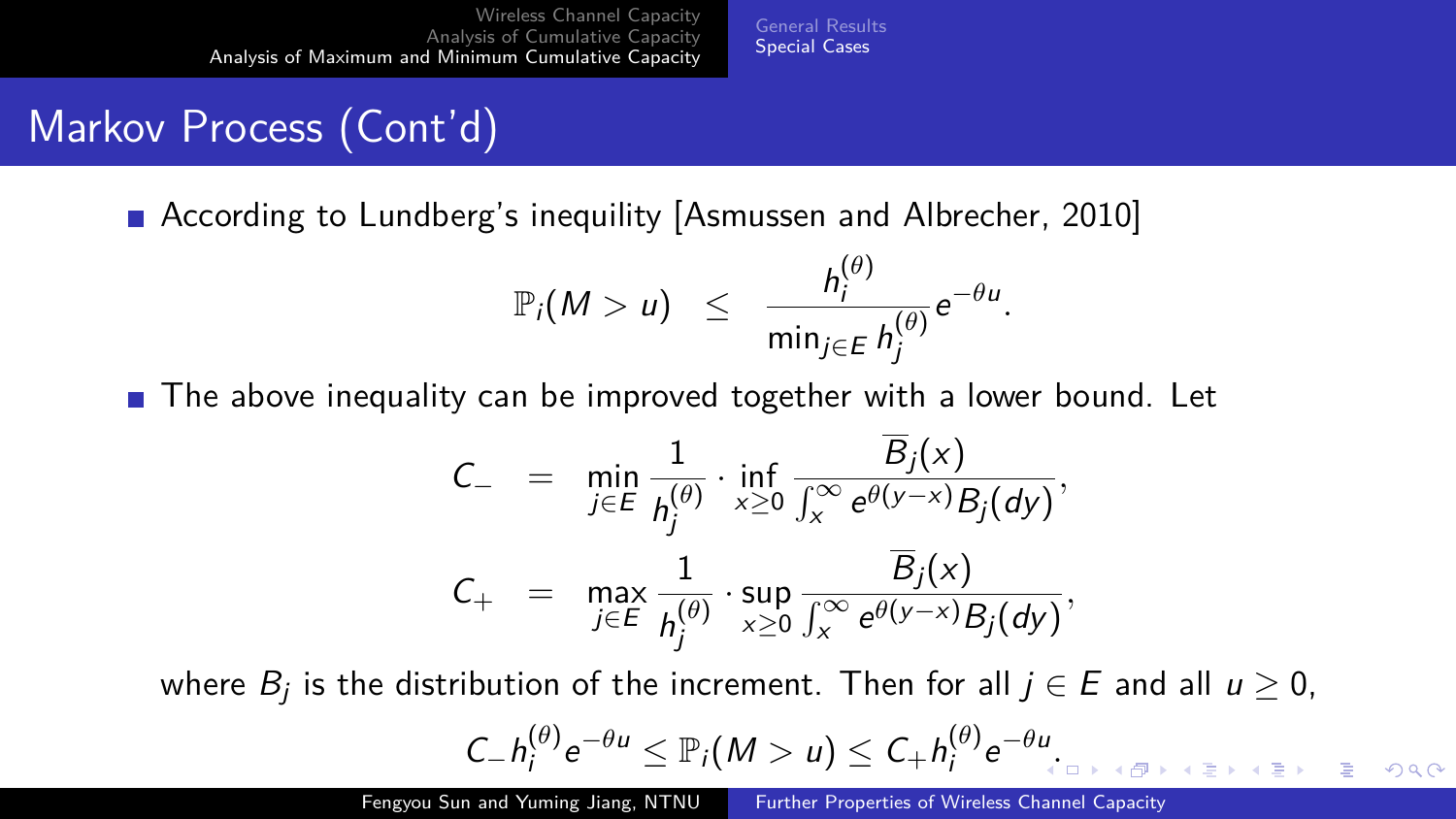# Markov Process (Cont'd)

- According to Lundberg's inequility [Asmussen and Albrecher, 2010]

$$\mathbb{P}_i(M > u) \quad \leq \quad \frac{h_i^{(\theta)}}{\min_{j \in E} h_j^{(\theta)}} e^{-\theta u}.$$

- The above inequality can be improved together with a lower bound. Let

$$C_- \quad = \quad \min_{j \in E} \frac{1}{h_j^{(\theta)}} \cdot \inf_{x \geq 0} \frac{\overline{B}_j(x)}{\int_x^\infty e^{\theta(y-x)} B_j(dy)},$$

$$C_+ \quad = \quad \max_{j \in E} \frac{1}{h_j^{(\theta)}} \cdot \sup_{x \geq 0} \frac{\overline{B}_j(x)}{\int_x^\infty e^{\theta(y-x)} B_j(dy)},$$

where $B_j$ is the distribution of the increment. Then for all $j \in E$ and all $u \geq 0$,

$$C_- h_i^{(\theta)} e^{-\theta u} \leq \mathbb{P}_i(M > u) \leq C_+ h_i^{(\theta)} e^{-\theta u}.$$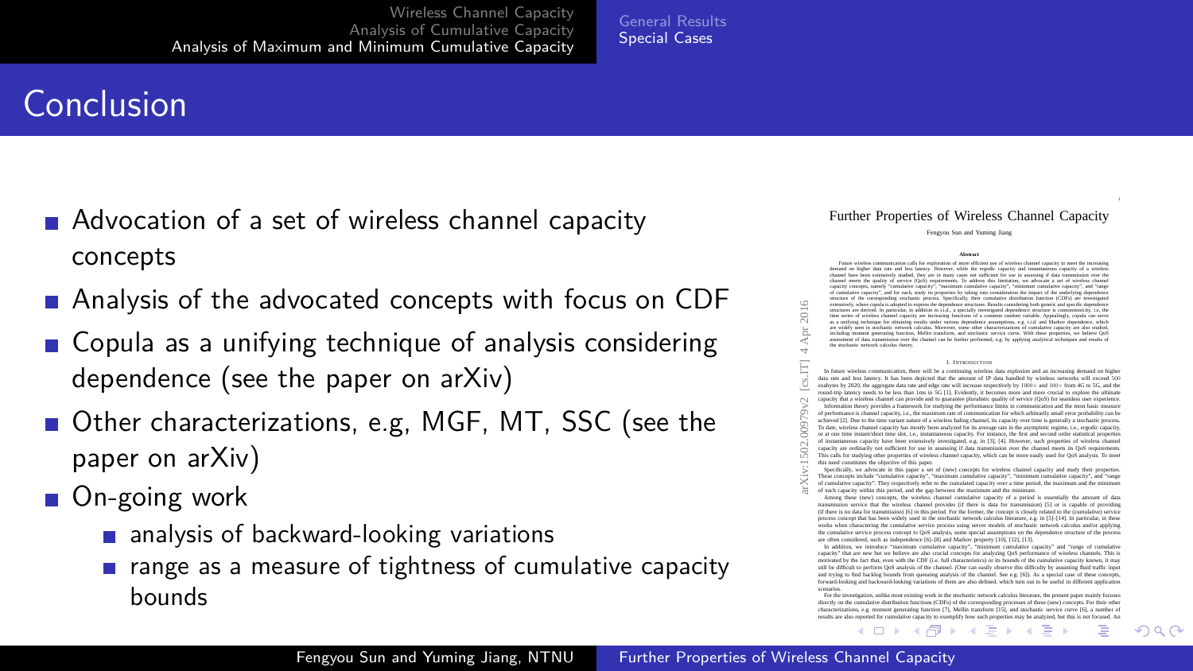# Conclusion

- Advocation of a set of wireless channel capacity concepts
- Analysis of the advocated concepts with focus on CDF
- Copula as a unifying technique of analysis considering dependence (see the paper on arXiv)
- Other characterizations, e.g, MGF, MT, SSC (see the paper on arXiv)
- On-going work
  - analysis of backward-looking variations
  - range as a measure of tightness of cumulative capacity bounds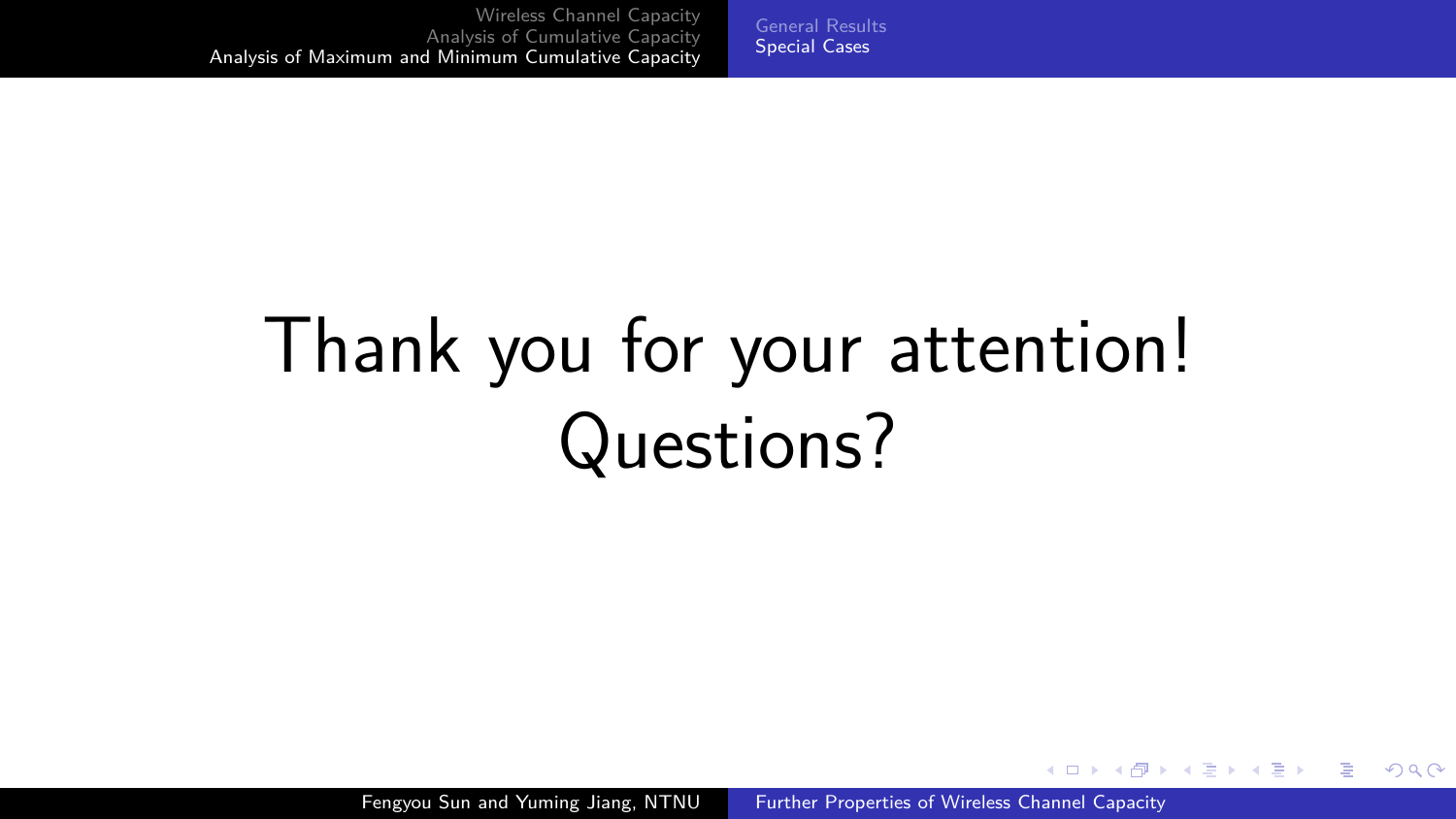# Thank you for your attention!

# Questions?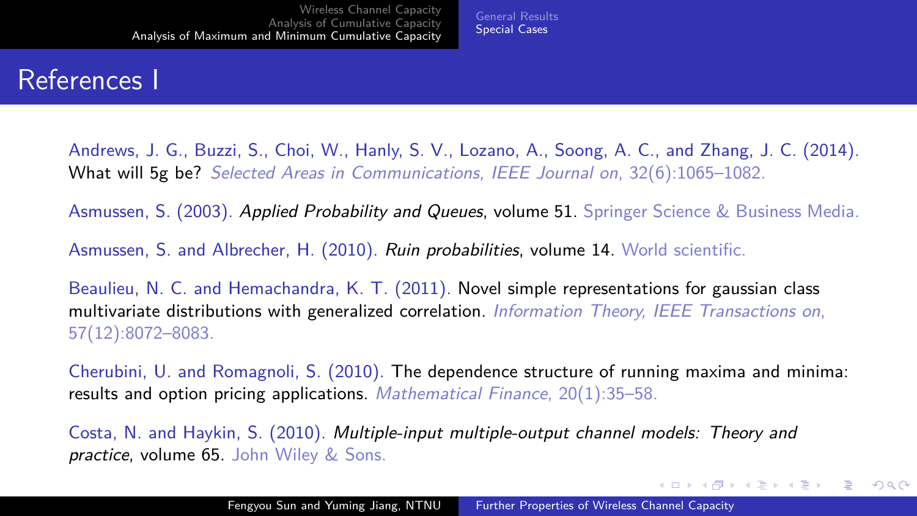# References I

Andrews, J. G., Buzzi, S., Choi, W., Hanly, S. V., Lozano, A., Soong, A. C., and Zhang, J. C. (2014). What will 5g be? *Selected Areas in Communications, IEEE Journal on*, 32(6):1065–1082.

Asmussen, S. (2003). *Applied Probability and Queues*, volume 51. Springer Science & Business Media.

Asmussen, S. and Albrecher, H. (2010). *Ruin probabilities*, volume 14. World scientific.

Beaulieu, N. C. and Hemachandra, K. T. (2011). Novel simple representations for gaussian class multivariate distributions with generalized correlation. *Information Theory, IEEE Transactions on*, 57(12):8072–8083.

Cherubini, U. and Romagnoli, S. (2010). The dependence structure of running maxima and minima: results and option pricing applications. *Mathematical Finance*, 20(1):35–58.

Costa, N. and Haykin, S. (2010). *Multiple-input multiple-output channel models: Theory and practice*, volume 65. John Wiley & Sons.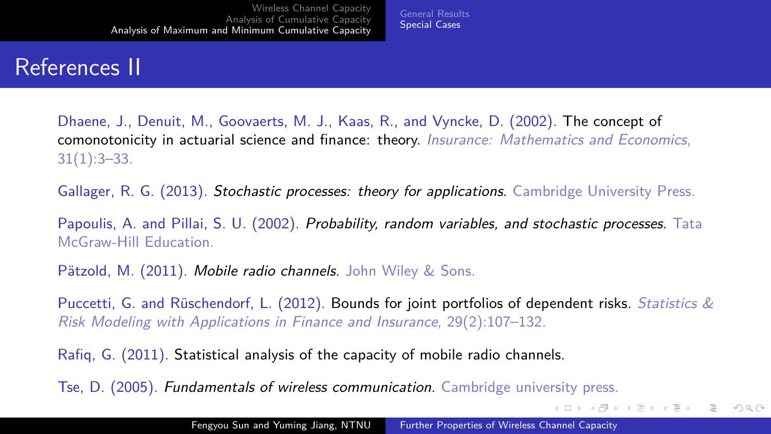# References II

Dhaene, J., Denuit, M., Goovaerts, M. J., Kaas, R., and Vyncke, D. (2002). The concept of comonotonicity in actuarial science and finance: theory. *Insurance: Mathematics and Economics*, 31(1):3–33.

Gallager, R. G. (2013). *Stochastic processes: theory for applications*. Cambridge University Press.

Papoulis, A. and Pillai, S. U. (2002). *Probability, random variables, and stochastic processes*. Tata McGraw-Hill Education.

Pätzold, M. (2011). *Mobile radio channels*. John Wiley & Sons.

Puccetti, G. and Rüschendorf, L. (2012). Bounds for joint portfolios of dependent risks. *Statistics & Risk Modeling with Applications in Finance and Insurance*, 29(2):107–132.

Rafiq, G. (2011). Statistical analysis of the capacity of mobile radio channels.

Tse, D. (2005). *Fundamentals of wireless communication*. Cambridge university press.